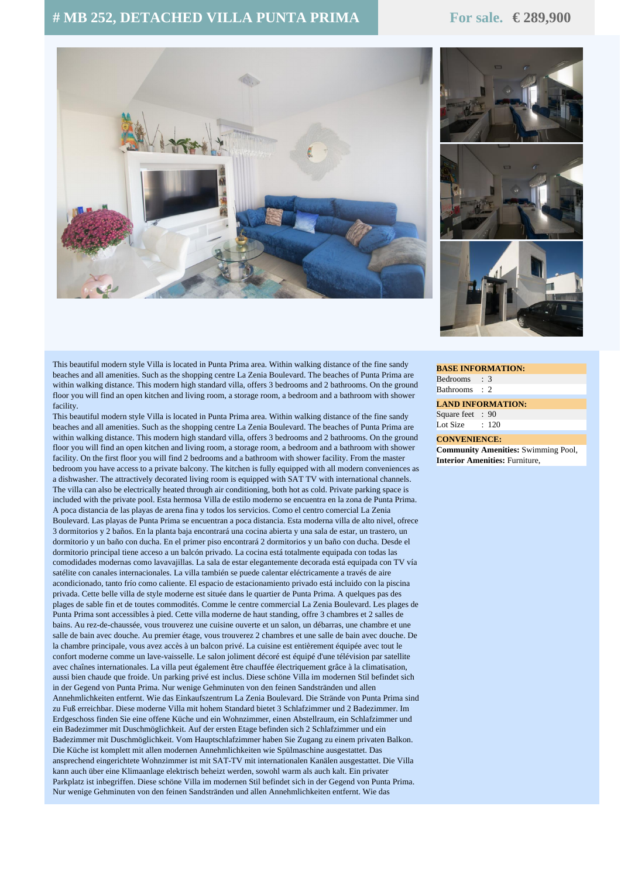# # MB 252, DETACHED VILLA PUNTA PRIMA

**For sale. € 289,900**

This beautiful modern style Villa is located in Punta Prima area. Within walking distance of the fine sandy beaches and all amenities. Such as the shopping centre La Zenia Boulevard. The beaches of Punta Prima are within walking distance. This modern high standard villa, offers 3 bedrooms and 2 bathrooms. On the ground floor you will find an open kitchen and living room, a storage room, a bedroom and a bathroom with shower facility.

This beautiful modern style Villa is located in Punta Prima area. Within walking distance of the fine sandy beaches and all amenities. Such as the shopping centre La Zenia Boulevard. The beaches of Punta Prima are within walking distance. This modern high standard villa, offers 3 bedrooms and 2 bathrooms. On the ground floor you will find an open kitchen and living room, a storage room, a bedroom and a bathroom with shower facility. On the first floor you will find 2 bedrooms and a bathroom with shower facility. From the master bedroom you have access to a private balcony. The kitchen is fully equipped with all modern conveniences as a dishwasher. The attractively decorated living room is equipped with SAT TV with international channels. The villa can also be electrically heated through air conditioning, both hot as cold. Private parking space is included with the private pool. Esta hermosa Villa de estilo moderno se encuentra en la zona de Punta Prima. A poca distancia de las playas de arena fina y todos los servicios. Como el centro comercial La Zenia Boulevard. Las playas de Punta Prima se encuentran a poca distancia. Esta moderna villa de alto nivel, ofrece 3 dormitorios y 2 baños. En la planta baja encontrará una cocina abierta y una sala de estar, un trastero, un dormitorio y un baño con ducha. En el primer piso encontrará 2 dormitorios y un baño con ducha. Desde el dormitorio principal tiene acceso a un balcón privado. La cocina está totalmente equipada con todas las comodidades modernas como lavavajillas. La sala de estar elegantemente decorada está equipada con TV vía satélite con canales internacionales. La villa también se puede calentar eléctricamente a través de aire acondicionado, tanto frío como caliente. El espacio de estacionamiento privado está incluido con la piscina privada. Cette belle villa de style moderne est située dans le quartier de Punta Prima. A quelques pas des plages de sable fin et de toutes commodités. Comme le centre commercial La Zenia Boulevard. Les plages de Punta Prima sont accessibles à pied. Cette villa moderne de haut standing, offre 3 chambres et 2 salles de bains. Au rez-de-chaussée, vous trouverez une cuisine ouverte et un salon, un débarras, une chambre et une salle de bain avec douche. Au premier étage, vous trouverez 2 chambres et une salle de bain avec douche. De la chambre principale, vous avez accès à un balcon privé. La cuisine est entièrement équipée avec tout le confort moderne comme un lave-vaisselle. Le salon joliment décoré est équipé d'une télévision par satellite avec chaînes internationales. La villa peut également être chauffée électriquement grâce à la climatisation, aussi bien chaude que froide. Un parking privé est inclus. Diese schöne Villa im modernen Stil befindet sich in der Gegend von Punta Prima. Nur wenige Gehminuten von den feinen Sandstränden und allen Annehmlichkeiten entfernt. Wie das Einkaufszentrum La Zenia Boulevard. Die Strände von Punta Prima sind zu Fuß erreichbar. Diese moderne Villa mit hohem Standard bietet 3 Schlafzimmer und 2 Badezimmer. Im Erdgeschoss finden Sie eine offene Küche und ein Wohnzimmer, einen Abstellraum, ein Schlafzimmer und ein Badezimmer mit Duschmöglichkeit. Auf der ersten Etage befinden sich 2 Schlafzimmer und ein Badezimmer mit Duschmöglichkeit. Vom Hauptschlafzimmer haben Sie Zugang zu einem privaten Balkon. Die Küche ist komplett mit allen modernen Annehmlichkeiten wie Spülmaschine ausgestattet. Das ansprechend eingerichtete Wohnzimmer ist mit SAT-TV mit internationalen Kanälen ausgestattet. Die Villa kann auch über eine Klimaanlage elektrisch beheizt werden, sowohl warm als auch kalt. Ein privater Parkplatz ist inbegriffen. Diese schöne Villa im modernen Stil befindet sich in der Gegend von Punta Prima. Nur wenige Gehminuten von den feinen Sandstränden und allen Annehmlichkeiten entfernt. Wie das

**BASE INFORMATION:**

Bedrooms : 3
Bathrooms : 2

**LAND INFORMATION:**

Square feet : 90
Lot Size : 120

**CONVENIENCE:**

**Community Amenities:** Swimming Pool,
**Interior Amenities:** Furniture,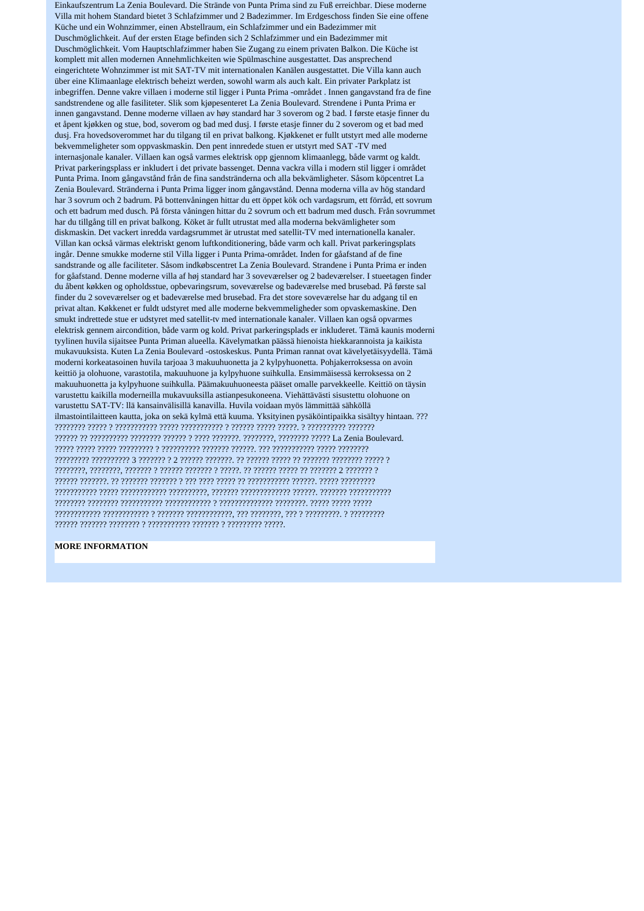Einkaufszentrum La Zenia Boulevard. Die Strände von Punta Prima sind zu Fuß erreichbar. Diese moderne Villa mit hohem Standard bietet 3 Schlafzimmer und 2 Badezimmer. Im Erdgeschoss finden Sie eine offene Küche und ein Wohnzimmer, einen Abstellraum, ein Schlafzimmer und ein Badezimmer mit Duschmöglichkeit. Auf der ersten Etage befinden sich 2 Schlafzimmer und ein Badezimmer mit Duschmöglichkeit. Vom Hauptschlafzimmer haben Sie Zugang zu einem privaten Balkon. Die Küche ist komplett mit allen modernen Annehmlichkeiten wie Spülmaschine ausgestattet. Das ansprechend eingerichtete Wohnzimmer ist mit SAT-TV mit internationalen Kanälen ausgestattet. Die Villa kann auch über eine Klimaanlage elektrisch beheizt werden, sowohl warm als auch kalt. Ein privater Parkplatz ist inbegriffen. Denne vakre villaen i moderne stil ligger i Punta Prima -området . Innen gangavstand fra de fine sandstrendene og alle fasiliteter. Slik som kjøpesenteret La Zenia Boulevard. Strendene i Punta Prima er innen gangavstand. Denne moderne villaen av høy standard har 3 soverom og 2 bad. I første etasje finner du et åpent kjøkken og stue, bod, soverom og bad med dusj. I første etasje finner du 2 soverom og et bad med dusj. Fra hovedsoverommet har du tilgang til en privat balkong. Kjøkkenet er fullt utstyrt med alle moderne bekvemmeligheter som oppvaskmaskin. Den pent innredede stuen er utstyrt med SAT -TV med internasjonale kanaler. Villaen kan også varmes elektrisk opp gjennom klimaanlegg, både varmt og kaldt. Privat parkeringsplass er inkludert i det private bassenget. Denna vackra villa i modern stil ligger i området Punta Prima. Inom gångavstånd från de fina sandstränderna och alla bekvämligheter. Såsom köpcentret La Zenia Boulevard. Stränderna i Punta Prima ligger inom gångavstånd. Denna moderna villa av hög standard har 3 sovrum och 2 badrum. På bottenvåningen hittar du ett öppet kök och vardagsrum, ett förråd, ett sovrum och ett badrum med dusch. På första våningen hittar du 2 sovrum och ett badrum med dusch. Från sovrummet har du tillgång till en privat balkong. Köket är fullt utrustat med alla moderna bekvämligheter som diskmaskin. Det vackert inredda vardagsrummet är utrustat med satellit-TV med internationella kanaler. Villan kan också värmas elektriskt genom luftkonditionering, både varm och kall. Privat parkeringsplats ingår. Denne smukke moderne stil Villa ligger i Punta Prima-området. Inden for gåafstand af de fine sandstrande og alle faciliteter. Såsom indkøbscentret La Zenia Boulevard. Strandene i Punta Prima er inden for gåafstand. Denne moderne villa af høj standard har 3 soveværelser og 2 badeværelser. I stueetagen finder du åbent køkken og opholdsstue, opbevaringsrum, soveværelse og badeværelse med brusebad. På første sal finder du 2 soveværelser og et badeværelse med brusebad. Fra det store soveværelse har du adgang til en privat altan. Køkkenet er fuldt udstyret med alle moderne bekvemmeligheder som opvaskemaskine. Den smukt indrettede stue er udstyret med satellit-tv med internationale kanaler. Villaen kan også opvarmes elektrisk gennem aircondition, både varm og kold. Privat parkeringsplads er inkluderet. Tämä kaunis moderni tyylinen huvila sijaitsee Punta Priman alueella. Kävelymatkan päässä hienoista hiekkarannoista ja kaikista mukavuuksista. Kuten La Zenia Boulevard -ostoskeskus. Punta Priman rannat ovat kävelyetäisyydellä. Tämä moderni korkeatasoinen huvila tarjoaa 3 makuuhuonetta ja 2 kylpyhuonetta. Pohjakerroksessa on avoin keittiö ja olohuone, varastotila, makuuhuone ja kylpyhuone suihkulla. Ensimmäisessä kerroksessa on 2 makuuhuonetta ja kylpyhuone suihkulla. Päämakuuhuoneesta pääset omalle parvekkeelle. Keittiö on täysin varustettu kaikilla moderneilla mukavuuksilla astianpesukoneena. Viehättävästi sisustettu olohuone on varustettu SAT-TV: llä kansainvälisillä kanavilla. Huvila voidaan myös lämmittää sähköllä ilmastointilaitteen kautta, joka on sekä kylmä että kuuma. Yksityinen pysäköintipaikka sisältyy hintaan. ??? ???????? ????? ? ??????????? ????? ??????????? ? ?????? ????? ?????. ? ?????????? ??????? ?????? ?? ?????????? ???????? ?????? ? ???? ???????. ????????, ???????? ????? La Zenia Boulevard. ????? ????? ????? ????????? ? ?????????? ??????? ??????. ??? ??????????? ????? ???????? ????????? ?????????? 3 ??????? ? 2 ?????? ???????. ?? ?????? ????? ?? ??????? ???????? ????? ? ????????, ????????, ??????? ? ?????? ??????? ? ?????. ?? ?????? ????? ?? ??????? 2 ??????? ? ?????? ???????. ?? ??????? ??????? ? ??? ???? ????? ?? ??????????? ??????. ????? ????????? ??????????? ????? ???????????? ??????????, ??????? ????????????? ??????. ??????? ??????????? ???????? ???????? ??????????? ???????????? ? ?????????????? ????????. ????? ????? ????? ???????????? ???????????? ? ??????? ????????????, ??? ????????, ??? ? ?????????. ? ????????? ?????? ??????? ???????? ? ??????????? ??????? ? ????????? ?????.

**MORE INFORMATION**